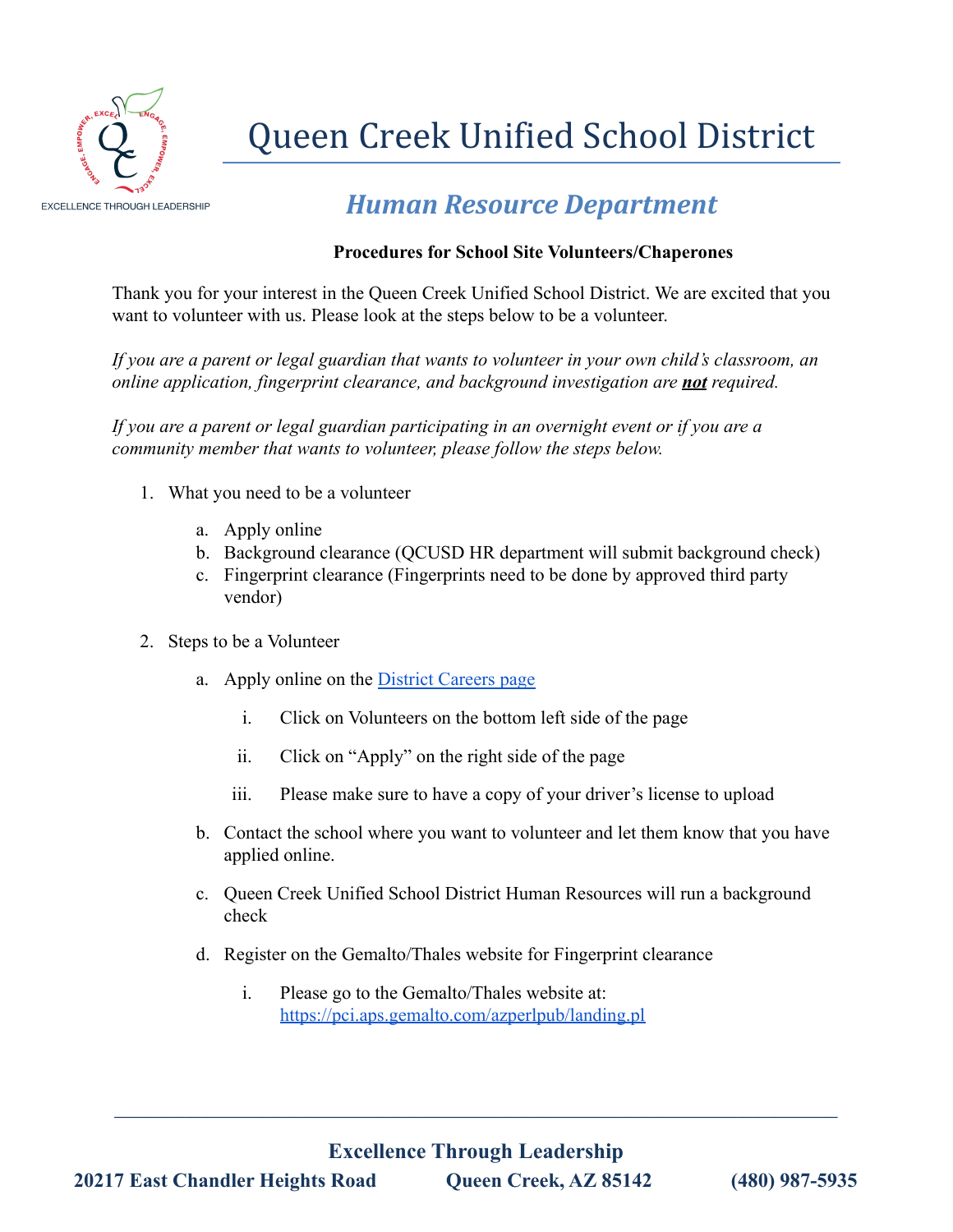# Queen Creek Unified School District

EXCELLENCE THROUGH LEADERSHIP

## *Human Resource Department*

**Procedures for School Site Volunteers/Chaperones**

Thank you for your interest in the Queen Creek Unified School District. We are excited that you want to volunteer with us. Please look at the steps below to be a volunteer.

*If you are a parent or legal guardian that wants to volunteer in your own child's classroom, an online application, fingerprint clearance, and background investigation are* ***not*** *required.*

*If you are a parent or legal guardian participating in an overnight event or if you are a community member that wants to volunteer, please follow the steps below.*

1. What you need to be a volunteer
   a. Apply online
   b. Background clearance (QCUSD HR department will submit background check)
   c. Fingerprint clearance (Fingerprints need to be done by approved third party vendor)

2. Steps to be a Volunteer
   a. Apply online on the District Careers page
      i. Click on Volunteers on the bottom left side of the page
      ii. Click on "Apply" on the right side of the page
      iii. Please make sure to have a copy of your driver's license to upload
   b. Contact the school where you want to volunteer and let them know that you have applied online.
   c. Queen Creek Unified School District Human Resources will run a background check
   d. Register on the Gemalto/Thales website for Fingerprint clearance
      i. Please go to the Gemalto/Thales website at: https://pci.aps.gemalto.com/azperlpub/landing.pl

**Excellence Through Leadership**

**20217 East Chandler Heights Road Queen Creek, AZ 85142 (480) 987-5935**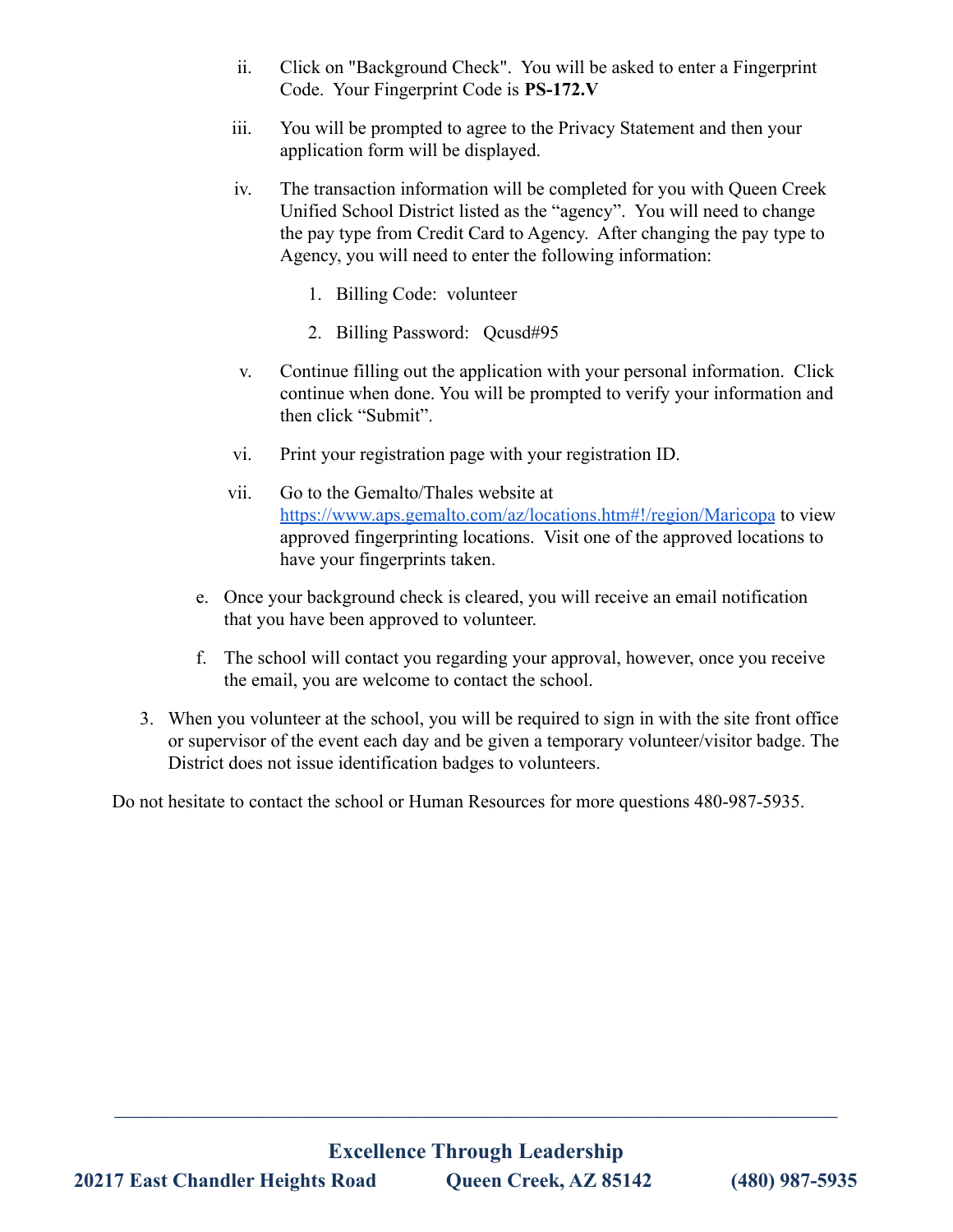ii. Click on "Background Check". You will be asked to enter a Fingerprint Code. Your Fingerprint Code is **PS-172.V**

iii. You will be prompted to agree to the Privacy Statement and then your application form will be displayed.

iv. The transaction information will be completed for you with Queen Creek Unified School District listed as the "agency". You will need to change the pay type from Credit Card to Agency. After changing the pay type to Agency, you will need to enter the following information:

   1. Billing Code: volunteer
   2. Billing Password: Qcusd#95

v. Continue filling out the application with your personal information. Click continue when done. You will be prompted to verify your information and then click "Submit".

vi. Print your registration page with your registration ID.

vii. Go to the Gemalto/Thales website at [https://www.aps.gemalto.com/az/locations.htm#!/region/Maricopa](https://www.aps.gemalto.com/az/locations.htm#!/region/Maricopa) to view approved fingerprinting locations. Visit one of the approved locations to have your fingerprints taken.

e. Once your background check is cleared, you will receive an email notification that you have been approved to volunteer.

f. The school will contact you regarding your approval, however, once you receive the email, you are welcome to contact the school.

3. When you volunteer at the school, you will be required to sign in with the site front office or supervisor of the event each day and be given a temporary volunteer/visitor badge. The District does not issue identification badges to volunteers.

Do not hesitate to contact the school or Human Resources for more questions 480-987-5935.